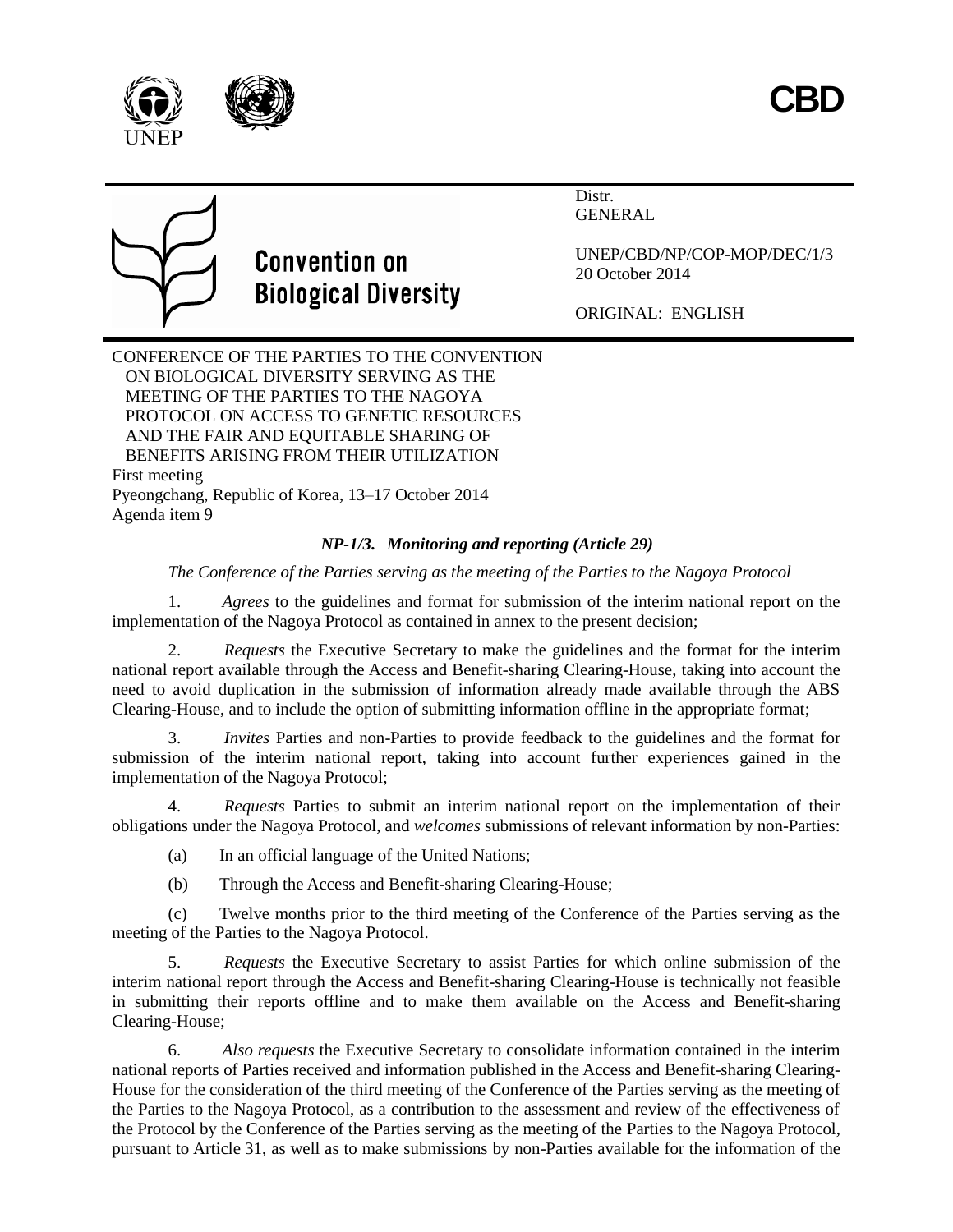CBD

Convention on Biological Diversity

Distr.
GENERAL

UNEP/CBD/NP/COP-MOP/DEC/1/3
20 October 2014

ORIGINAL: ENGLISH

CONFERENCE OF THE PARTIES TO THE CONVENTION ON BIOLOGICAL DIVERSITY SERVING AS THE MEETING OF THE PARTIES TO THE NAGOYA PROTOCOL ON ACCESS TO GENETIC RESOURCES AND THE FAIR AND EQUITABLE SHARING OF BENEFITS ARISING FROM THEIR UTILIZATION
First meeting
Pyeongchang, Republic of Korea, 13–17 October 2014
Agenda item 9

## *NP-1/3. Monitoring and reporting (Article 29)*

*The Conference of the Parties serving as the meeting of the Parties to the Nagoya Protocol*

1. *Agrees* to the guidelines and format for submission of the interim national report on the implementation of the Nagoya Protocol as contained in annex to the present decision;

2. *Requests* the Executive Secretary to make the guidelines and the format for the interim national report available through the Access and Benefit-sharing Clearing-House, taking into account the need to avoid duplication in the submission of information already made available through the ABS Clearing-House, and to include the option of submitting information offline in the appropriate format;

3. *Invites* Parties and non-Parties to provide feedback to the guidelines and the format for submission of the interim national report, taking into account further experiences gained in the implementation of the Nagoya Protocol;

4. *Requests* Parties to submit an interim national report on the implementation of their obligations under the Nagoya Protocol, and *welcomes* submissions of relevant information by non-Parties:

(a) In an official language of the United Nations;

(b) Through the Access and Benefit-sharing Clearing-House;

(c) Twelve months prior to the third meeting of the Conference of the Parties serving as the meeting of the Parties to the Nagoya Protocol.

5. *Requests* the Executive Secretary to assist Parties for which online submission of the interim national report through the Access and Benefit-sharing Clearing-House is technically not feasible in submitting their reports offline and to make them available on the Access and Benefit-sharing Clearing-House;

6. *Also requests* the Executive Secretary to consolidate information contained in the interim national reports of Parties received and information published in the Access and Benefit-sharing Clearing-House for the consideration of the third meeting of the Conference of the Parties serving as the meeting of the Parties to the Nagoya Protocol, as a contribution to the assessment and review of the effectiveness of the Protocol by the Conference of the Parties serving as the meeting of the Parties to the Nagoya Protocol, pursuant to Article 31, as well as to make submissions by non-Parties available for the information of the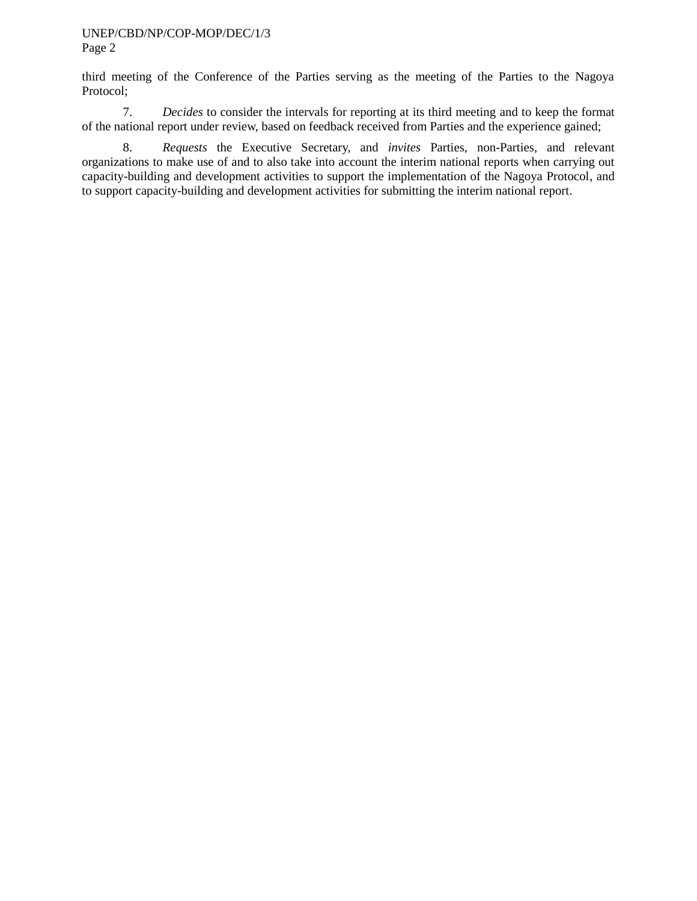third meeting of the Conference of the Parties serving as the meeting of the Parties to the Nagoya Protocol;

7. *Decides* to consider the intervals for reporting at its third meeting and to keep the format of the national report under review, based on feedback received from Parties and the experience gained;

8. *Requests* the Executive Secretary, and *invites* Parties, non-Parties, and relevant organizations to make use of and to also take into account the interim national reports when carrying out capacity-building and development activities to support the implementation of the Nagoya Protocol, and to support capacity-building and development activities for submitting the interim national report.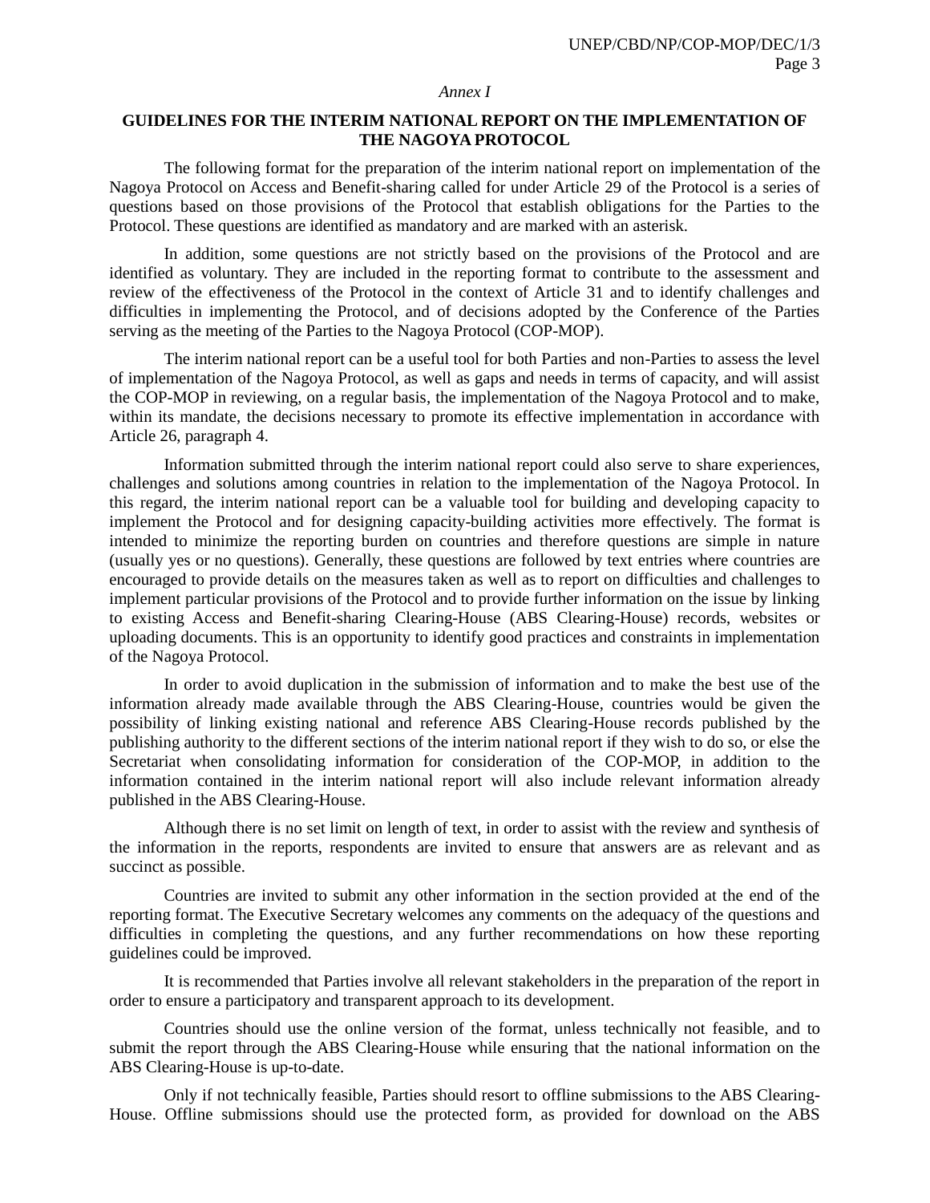*Annex I*

## GUIDELINES FOR THE INTERIM NATIONAL REPORT ON THE IMPLEMENTATION OF THE NAGOYA PROTOCOL

The following format for the preparation of the interim national report on implementation of the Nagoya Protocol on Access and Benefit-sharing called for under Article 29 of the Protocol is a series of questions based on those provisions of the Protocol that establish obligations for the Parties to the Protocol. These questions are identified as mandatory and are marked with an asterisk.

In addition, some questions are not strictly based on the provisions of the Protocol and are identified as voluntary. They are included in the reporting format to contribute to the assessment and review of the effectiveness of the Protocol in the context of Article 31 and to identify challenges and difficulties in implementing the Protocol, and of decisions adopted by the Conference of the Parties serving as the meeting of the Parties to the Nagoya Protocol (COP-MOP).

The interim national report can be a useful tool for both Parties and non-Parties to assess the level of implementation of the Nagoya Protocol, as well as gaps and needs in terms of capacity, and will assist the COP-MOP in reviewing, on a regular basis, the implementation of the Nagoya Protocol and to make, within its mandate, the decisions necessary to promote its effective implementation in accordance with Article 26, paragraph 4.

Information submitted through the interim national report could also serve to share experiences, challenges and solutions among countries in relation to the implementation of the Nagoya Protocol. In this regard, the interim national report can be a valuable tool for building and developing capacity to implement the Protocol and for designing capacity-building activities more effectively. The format is intended to minimize the reporting burden on countries and therefore questions are simple in nature (usually yes or no questions). Generally, these questions are followed by text entries where countries are encouraged to provide details on the measures taken as well as to report on difficulties and challenges to implement particular provisions of the Protocol and to provide further information on the issue by linking to existing Access and Benefit-sharing Clearing-House (ABS Clearing-House) records, websites or uploading documents. This is an opportunity to identify good practices and constraints in implementation of the Nagoya Protocol.

In order to avoid duplication in the submission of information and to make the best use of the information already made available through the ABS Clearing-House, countries would be given the possibility of linking existing national and reference ABS Clearing-House records published by the publishing authority to the different sections of the interim national report if they wish to do so, or else the Secretariat when consolidating information for consideration of the COP-MOP, in addition to the information contained in the interim national report will also include relevant information already published in the ABS Clearing-House.

Although there is no set limit on length of text, in order to assist with the review and synthesis of the information in the reports, respondents are invited to ensure that answers are as relevant and as succinct as possible.

Countries are invited to submit any other information in the section provided at the end of the reporting format. The Executive Secretary welcomes any comments on the adequacy of the questions and difficulties in completing the questions, and any further recommendations on how these reporting guidelines could be improved.

It is recommended that Parties involve all relevant stakeholders in the preparation of the report in order to ensure a participatory and transparent approach to its development.

Countries should use the online version of the format, unless technically not feasible, and to submit the report through the ABS Clearing-House while ensuring that the national information on the ABS Clearing-House is up-to-date.

Only if not technically feasible, Parties should resort to offline submissions to the ABS Clearing-House. Offline submissions should use the protected form, as provided for download on the ABS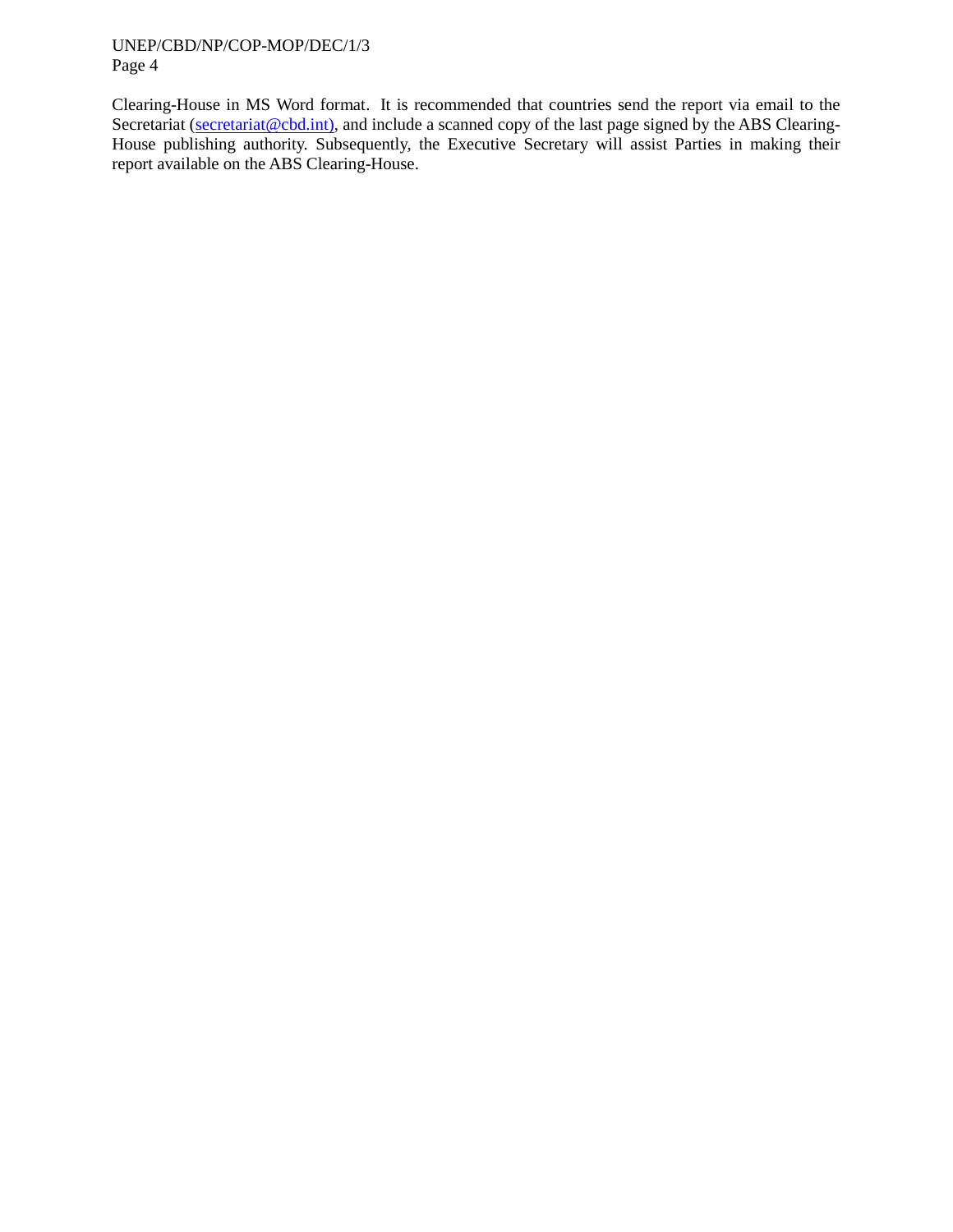Clearing-House in MS Word format. It is recommended that countries send the report via email to the Secretariat (secretariat@cbd.int), and include a scanned copy of the last page signed by the ABS Clearing-House publishing authority. Subsequently, the Executive Secretary will assist Parties in making their report available on the ABS Clearing-House.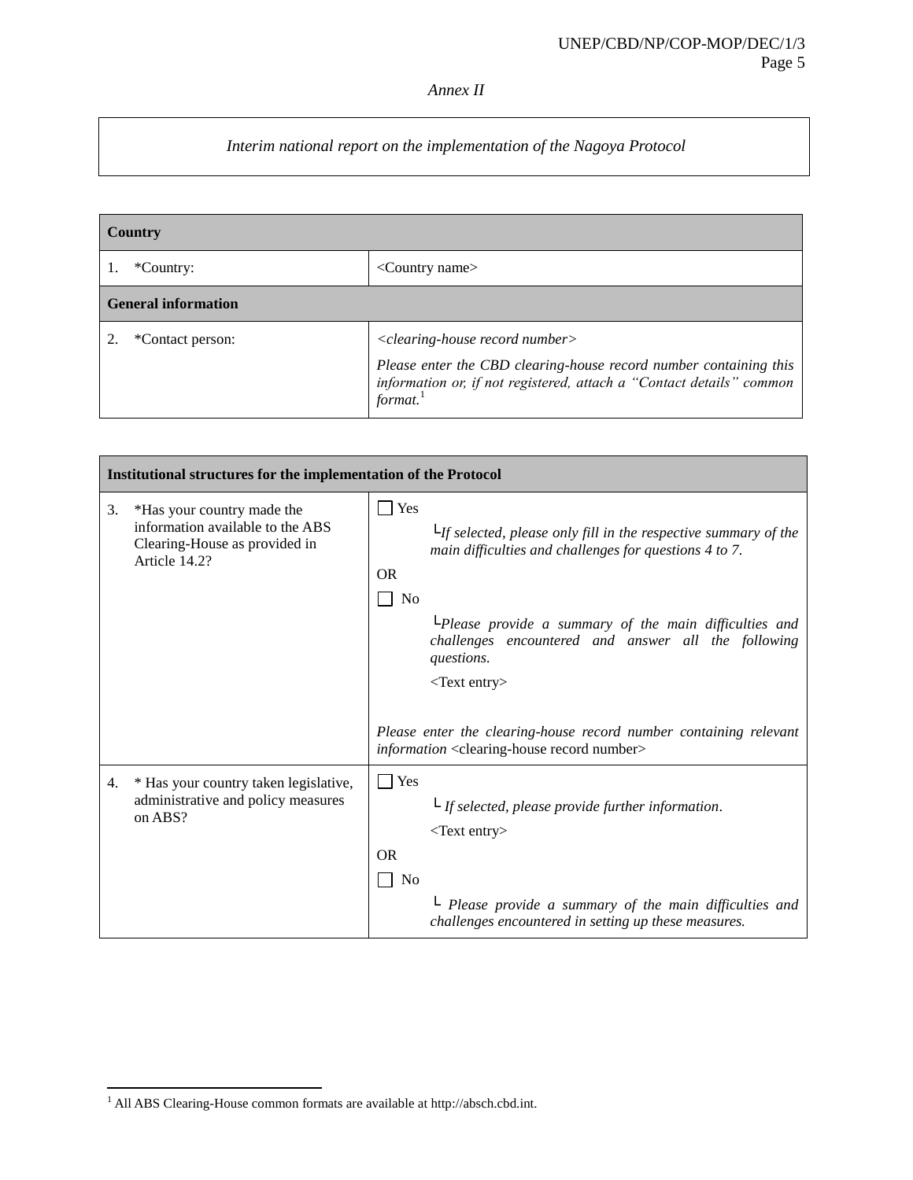*Annex II*

| *Interim national report on the implementation of the Nagoya Protocol* |
|---|

| **Country** | |
|---|---|
| 1. *Country: | <Country name> |
| **General information** | |
| 2. *Contact person: | *<clearing-house record number>*<br><br>*Please enter the CBD clearing-house record number containing this information or, if not registered, attach a "Contact details" common format.*[1] |

| **Institutional structures for the implementation of the Protocol** | |
|---|---|
| 3. *Has your country made the information available to the ABS Clearing-House as provided in Article 14.2? | ☐ Yes<br>└*If selected, please only fill in the respective summary of the main difficulties and challenges for questions 4 to 7.*<br>OR<br>☐ No<br>└*Please provide a summary of the main difficulties and challenges encountered and answer all the following questions.*<br><Text entry><br><br>*Please enter the clearing-house record number containing relevant information* <clearing-house record number> |
| 4. * Has your country taken legislative, administrative and policy measures on ABS? | ☐ Yes<br>└ *If selected, please provide further information*.<br><Text entry><br>OR<br>☐ No<br>└ *Please provide a summary of the main difficulties and challenges encountered in setting up these measures.* |

[1] All ABS Clearing-House common formats are available at http://absch.cbd.int.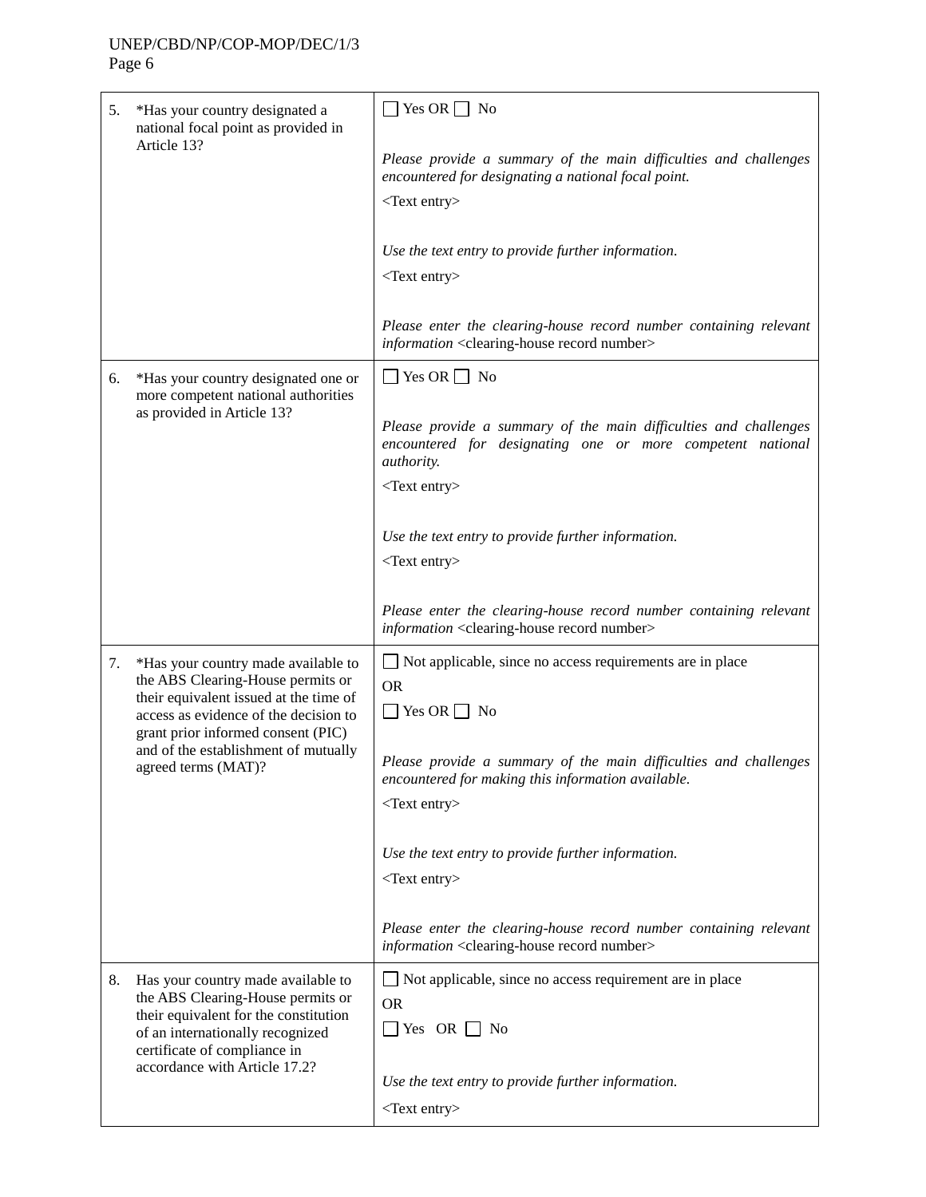| | |
|---|---|
| 5. *Has your country designated a national focal point as provided in Article 13? | ☐ Yes OR ☐ No<br><br>*Please provide a summary of the main difficulties and challenges encountered for designating a national focal point.*<br><Text entry><br><br>*Use the text entry to provide further information.*<br><Text entry><br><br>*Please enter the clearing-house record number containing relevant information* <clearing-house record number> |
| 6. *Has your country designated one or more competent national authorities as provided in Article 13? | ☐ Yes OR ☐ No<br><br>*Please provide a summary of the main difficulties and challenges encountered for designating one or more competent national authority.*<br><Text entry><br><br>*Use the text entry to provide further information.*<br><Text entry><br><br>*Please enter the clearing-house record number containing relevant information* <clearing-house record number> |
| 7. *Has your country made available to the ABS Clearing-House permits or their equivalent issued at the time of access as evidence of the decision to grant prior informed consent (PIC) and of the establishment of mutually agreed terms (MAT)? | ☐ Not applicable, since no access requirements are in place<br>OR<br>☐ Yes OR ☐ No<br><br>*Please provide a summary of the main difficulties and challenges encountered for making this information available.*<br><Text entry><br><br>*Use the text entry to provide further information.*<br><Text entry><br><br>*Please enter the clearing-house record number containing relevant information* <clearing-house record number> |
| 8. Has your country made available to the ABS Clearing-House permits or their equivalent for the constitution of an internationally recognized certificate of compliance in accordance with Article 17.2? | ☐ Not applicable, since no access requirement are in place<br>OR<br>☐ Yes OR ☐ No<br><br>*Use the text entry to provide further information.*<br><Text entry> |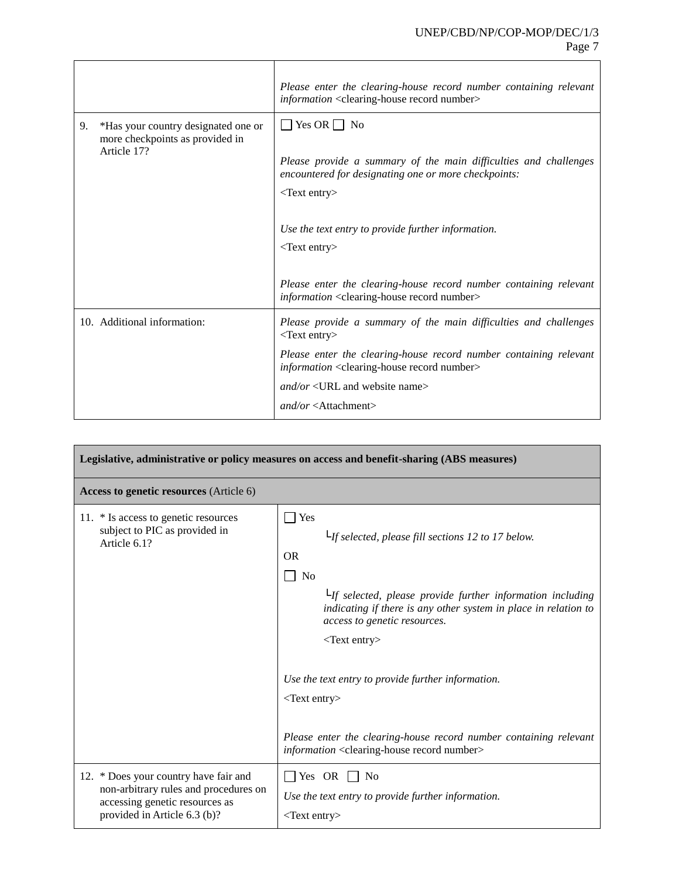| | |
|---|---|
| | *Please enter the clearing-house record number containing relevant information* <clearing-house record number> |
| 9. *Has your country designated one or more checkpoints as provided in Article 17? | ☐ Yes OR ☐ No<br><br>*Please provide a summary of the main difficulties and challenges encountered for designating one or more checkpoints:*<br><Text entry><br><br>*Use the text entry to provide further information.*<br><Text entry><br><br>*Please enter the clearing-house record number containing relevant information* <clearing-house record number> |
| 10. Additional information: | *Please provide a summary of the main difficulties and challenges* <Text entry><br><br>*Please enter the clearing-house record number containing relevant information* <clearing-house record number><br><br>*and/or* <URL and website name><br><br>*and/or* <Attachment> |

| **Legislative, administrative or policy measures on access and benefit-sharing (ABS measures)** | |
|---|---|
| **Access to genetic resources** (Article 6) | |
| 11. * Is access to genetic resources subject to PIC as provided in Article 6.1? | ☐ Yes<br>└*If selected, please fill sections 12 to 17 below.*<br>OR<br>☐ No<br>└*If selected, please provide further information including indicating if there is any other system in place in relation to access to genetic resources.*<br><Text entry><br><br>*Use the text entry to provide further information.*<br><Text entry><br><br>*Please enter the clearing-house record number containing relevant information* <clearing-house record number> |
| 12. * Does your country have fair and non-arbitrary rules and procedures on accessing genetic resources as provided in Article 6.3 (b)? | ☐ Yes OR ☐ No<br>*Use the text entry to provide further information.*<br><Text entry> |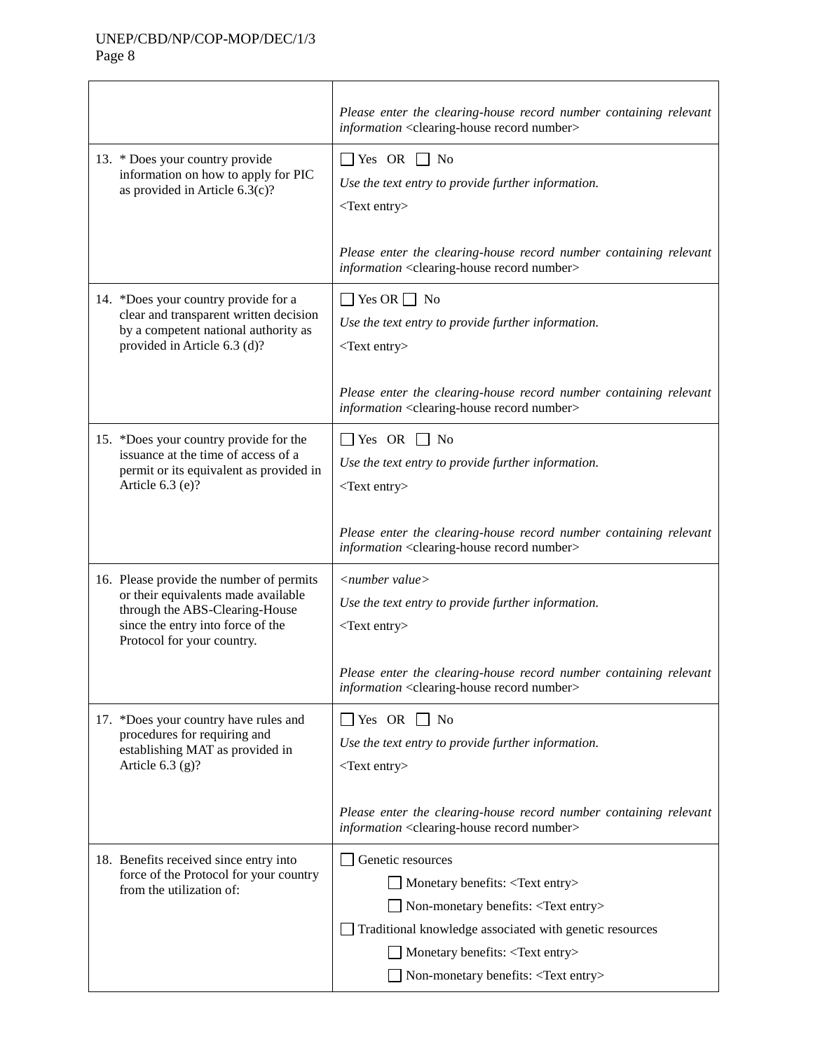| | |
|---|---|
| | *Please enter the clearing-house record number containing relevant information* <clearing-house record number> |
| 13. * Does your country provide information on how to apply for PIC as provided in Article 6.3(c)? | ☐ Yes OR ☐ No<br>*Use the text entry to provide further information.*<br><Text entry><br><br>*Please enter the clearing-house record number containing relevant information* <clearing-house record number> |
| 14. *Does your country provide for a clear and transparent written decision by a competent national authority as provided in Article 6.3 (d)? | ☐ Yes OR ☐ No<br>*Use the text entry to provide further information.*<br><Text entry><br><br>*Please enter the clearing-house record number containing relevant information* <clearing-house record number> |
| 15. *Does your country provide for the issuance at the time of access of a permit or its equivalent as provided in Article 6.3 (e)? | ☐ Yes OR ☐ No<br>*Use the text entry to provide further information.*<br><Text entry><br><br>*Please enter the clearing-house record number containing relevant information* <clearing-house record number> |
| 16. Please provide the number of permits or their equivalents made available through the ABS-Clearing-House since the entry into force of the Protocol for your country. | *<number value>*<br>*Use the text entry to provide further information.*<br><Text entry><br><br>*Please enter the clearing-house record number containing relevant information* <clearing-house record number> |
| 17. *Does your country have rules and procedures for requiring and establishing MAT as provided in Article 6.3 (g)? | ☐ Yes OR ☐ No<br>*Use the text entry to provide further information.*<br><Text entry><br><br>*Please enter the clearing-house record number containing relevant information* <clearing-house record number> |
| 18. Benefits received since entry into force of the Protocol for your country from the utilization of: | ☐ Genetic resources<br>&nbsp;&nbsp;&nbsp;&nbsp;☐ Monetary benefits: <Text entry><br>&nbsp;&nbsp;&nbsp;&nbsp;☐ Non-monetary benefits: <Text entry><br>☐ Traditional knowledge associated with genetic resources<br>&nbsp;&nbsp;&nbsp;&nbsp;☐ Monetary benefits: <Text entry><br>&nbsp;&nbsp;&nbsp;&nbsp;☐ Non-monetary benefits: <Text entry> |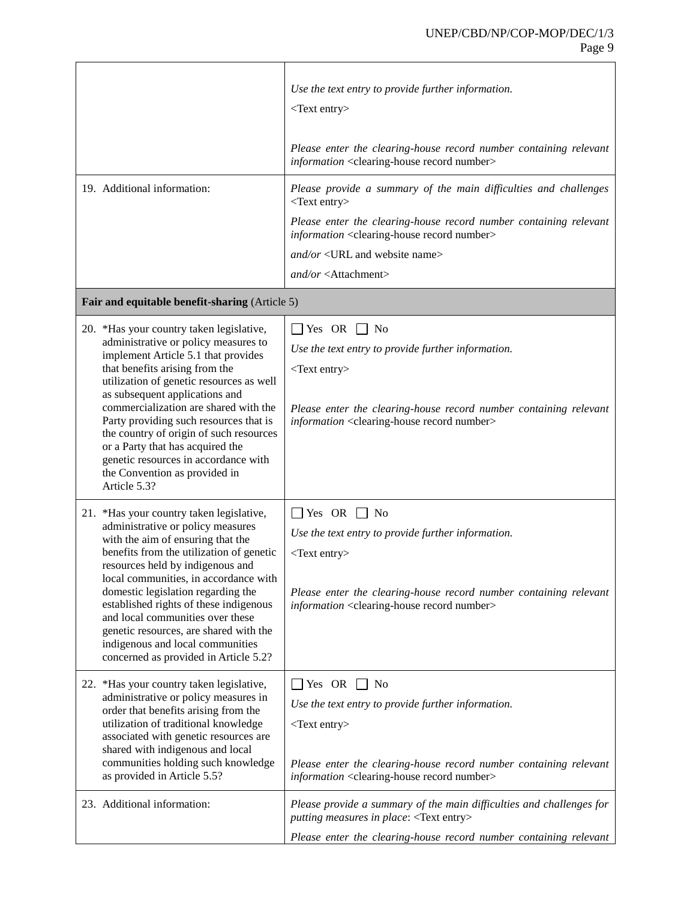| | |
|---|---|
| | *Use the text entry to provide further information.*<br><Text entry><br><br>*Please enter the clearing-house record number containing relevant information* <clearing-house record number> |
| 19. Additional information: | *Please provide a summary of the main difficulties and challenges* <Text entry><br>*Please enter the clearing-house record number containing relevant information* <clearing-house record number><br>*and/or* <URL and website name><br>*and/or* <Attachment> |
| **Fair and equitable benefit-sharing** (Article 5) | |
| 20. *Has your country taken legislative, administrative or policy measures to implement Article 5.1 that provides that benefits arising from the utilization of genetic resources as well as subsequent applications and commercialization are shared with the Party providing such resources that is the country of origin of such resources or a Party that has acquired the genetic resources in accordance with the Convention as provided in Article 5.3? | ☐ Yes OR ☐ No<br>*Use the text entry to provide further information.*<br><Text entry><br><br>*Please enter the clearing-house record number containing relevant information* <clearing-house record number> |
| 21. *Has your country taken legislative, administrative or policy measures with the aim of ensuring that the benefits from the utilization of genetic resources held by indigenous and local communities, in accordance with domestic legislation regarding the established rights of these indigenous and local communities over these genetic resources, are shared with the indigenous and local communities concerned as provided in Article 5.2? | ☐ Yes OR ☐ No<br>*Use the text entry to provide further information.*<br><Text entry><br><br>*Please enter the clearing-house record number containing relevant information* <clearing-house record number> |
| 22. *Has your country taken legislative, administrative or policy measures in order that benefits arising from the utilization of traditional knowledge associated with genetic resources are shared with indigenous and local communities holding such knowledge as provided in Article 5.5? | ☐ Yes OR ☐ No<br>*Use the text entry to provide further information.*<br><Text entry><br><br>*Please enter the clearing-house record number containing relevant information* <clearing-house record number> |
| 23. Additional information: | *Please provide a summary of the main difficulties and challenges for putting measures in place*: <Text entry><br>*Please enter the clearing-house record number containing relevant* |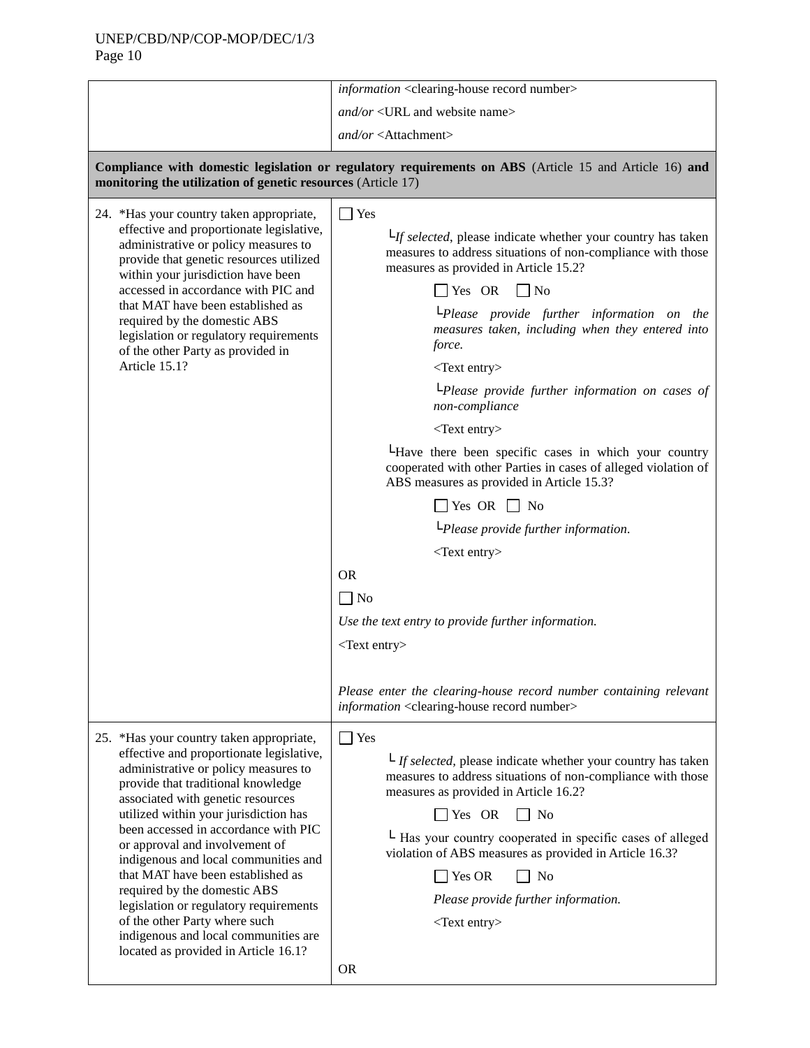| | |
|---|---|
| | *information* <clearing-house record number> |
| | *and/or* <URL and website name> |
| | *and/or* <Attachment> |

**Compliance with domestic legislation or regulatory requirements on ABS** (Article 15 and Article 16) **and monitoring the utilization of genetic resources** (Article 17)

| | |
|---|---|
| 24. *Has your country taken appropriate, effective and proportionate legislative, administrative or policy measures to provide that genetic resources utilized within your jurisdiction have been accessed in accordance with PIC and that MAT have been established as required by the domestic ABS legislation or regulatory requirements of the other Party as provided in Article 15.1? | ☐ Yes<br><br>└*If selected*, please indicate whether your country has taken measures to address situations of non-compliance with those measures as provided in Article 15.2?<br><br>☐ Yes OR ☐ No<br><br>└*Please provide further information on the measures taken, including when they entered into force.*<br><br><Text entry><br><br>└*Please provide further information on cases of non-compliance*<br><br><Text entry><br><br>└Have there been specific cases in which your country cooperated with other Parties in cases of alleged violation of ABS measures as provided in Article 15.3?<br><br>☐ Yes OR ☐ No<br><br>└*Please provide further information.*<br><br><Text entry><br><br>OR<br><br>☐ No<br><br>*Use the text entry to provide further information.*<br><br><Text entry><br><br>*Please enter the clearing-house record number containing relevant information* <clearing-house record number> |
| 25. *Has your country taken appropriate, effective and proportionate legislative, administrative or policy measures to provide that traditional knowledge associated with genetic resources utilized within your jurisdiction has been accessed in accordance with PIC or approval and involvement of indigenous and local communities and that MAT have been established as required by the domestic ABS legislation or regulatory requirements of the other Party where such indigenous and local communities are located as provided in Article 16.1? | ☐ Yes<br><br>└ *If selected*, please indicate whether your country has taken measures to address situations of non-compliance with those measures as provided in Article 16.2?<br><br>☐ Yes OR ☐ No<br><br>└ Has your country cooperated in specific cases of alleged violation of ABS measures as provided in Article 16.3?<br><br>☐ Yes OR ☐ No<br><br>*Please provide further information.*<br><br><Text entry><br><br>OR |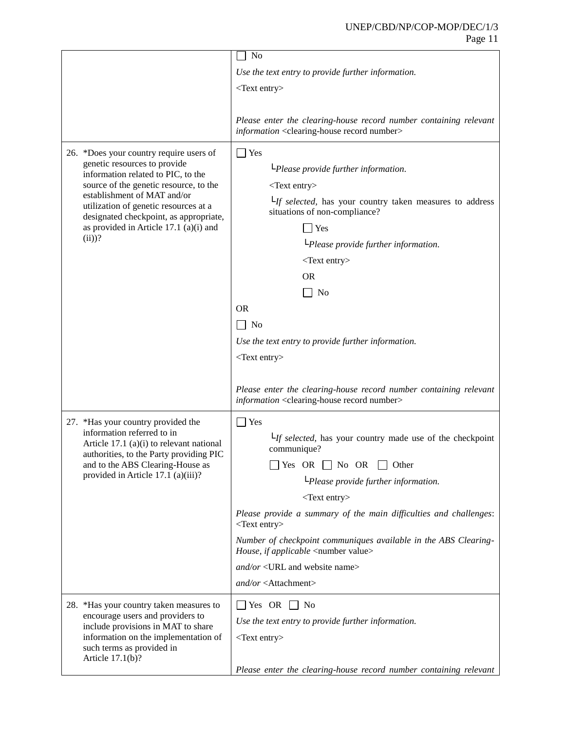| | |
|---|---|
| | ☐ No<br>*Use the text entry to provide further information.*<br>&lt;Text entry&gt;<br><br>*Please enter the clearing-house record number containing relevant information* &lt;clearing-house record number&gt; |
| 26. *Does your country require users of genetic resources to provide information related to PIC, to the source of the genetic resource, to the establishment of MAT and/or utilization of genetic resources at a designated checkpoint, as appropriate, as provided in Article 17.1 (a)(i) and (ii))? | ☐ Yes<br>└*Please provide further information.*<br>&lt;Text entry&gt;<br>└*If selected,* has your country taken measures to address situations of non-compliance?<br>☐ Yes<br>└*Please provide further information.*<br>&lt;Text entry&gt;<br>OR<br>☐ No<br>OR<br>☐ No<br>*Use the text entry to provide further information.*<br>&lt;Text entry&gt;<br><br>*Please enter the clearing-house record number containing relevant information* &lt;clearing-house record number&gt; |
| 27. *Has your country provided the information referred to in Article 17.1 (a)(i) to relevant national authorities, to the Party providing PIC and to the ABS Clearing-House as provided in Article 17.1 (a)(iii)? | ☐ Yes<br>└*If selected,* has your country made use of the checkpoint communique?<br>☐ Yes OR ☐ No OR ☐ Other<br>└*Please provide further information.*<br>&lt;Text entry&gt;<br>*Please provide a summary of the main difficulties and challenges*: &lt;Text entry&gt;<br>*Number of checkpoint communiques available in the ABS Clearing-House, if applicable* &lt;number value&gt;<br>*and/or* &lt;URL and website name&gt;<br>*and/or* &lt;Attachment&gt; |
| 28. *Has your country taken measures to encourage users and providers to include provisions in MAT to share information on the implementation of such terms as provided in Article 17.1(b)? | ☐ Yes OR ☐ No<br>*Use the text entry to provide further information.*<br>&lt;Text entry&gt;<br><br>*Please enter the clearing-house record number containing relevant* |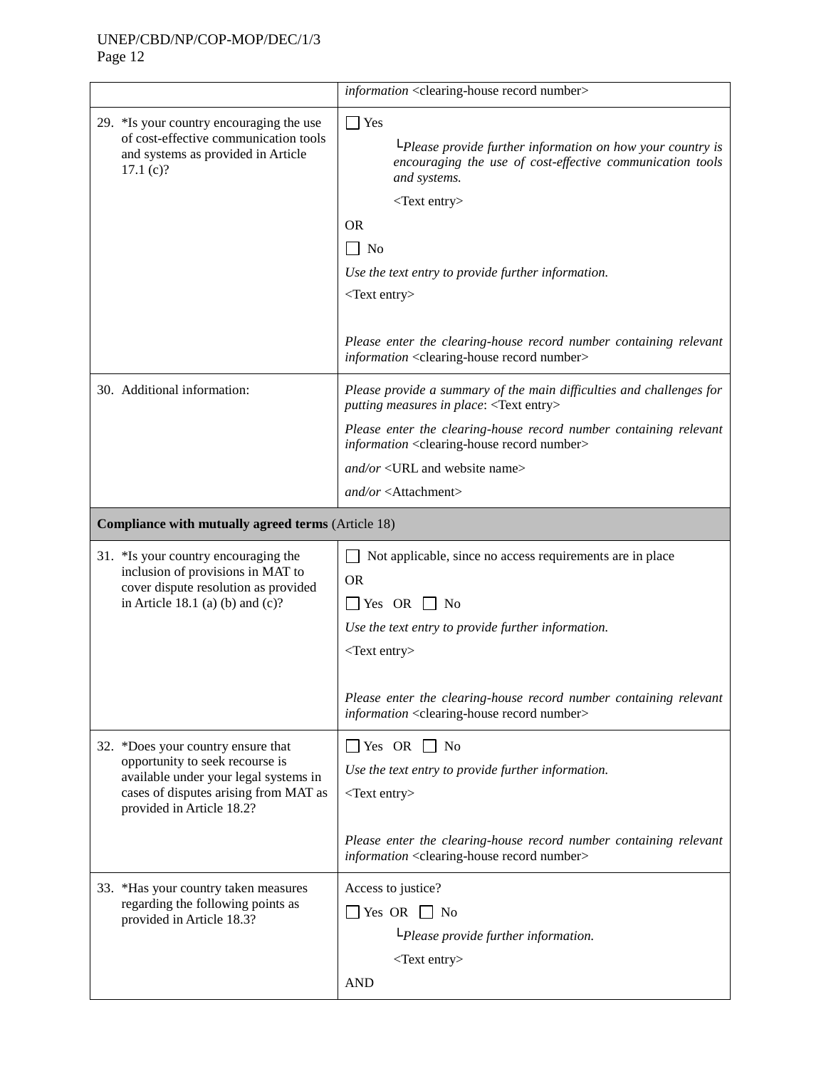| | |
|---|---|
| | *information* <clearing-house record number> |
| 29. *Is your country encouraging the use of cost-effective communication tools and systems as provided in Article 17.1 (c)? | ☐ Yes<br>└*Please provide further information on how your country is encouraging the use of cost-effective communication tools and systems.*<br><Text entry><br>OR<br>☐ No<br>*Use the text entry to provide further information.*<br><Text entry><br><br>*Please enter the clearing-house record number containing relevant information* <clearing-house record number> |
| 30. Additional information: | *Please provide a summary of the main difficulties and challenges for putting measures in place*: <Text entry><br>*Please enter the clearing-house record number containing relevant information* <clearing-house record number><br>*and/or* <URL and website name><br>*and/or* <Attachment> |
| **Compliance with mutually agreed terms** (Article 18) | |
| 31. *Is your country encouraging the inclusion of provisions in MAT to cover dispute resolution as provided in Article 18.1 (a) (b) and (c)? | ☐ Not applicable, since no access requirements are in place<br>OR<br>☐ Yes OR ☐ No<br>*Use the text entry to provide further information.*<br><Text entry><br><br>*Please enter the clearing-house record number containing relevant information* <clearing-house record number> |
| 32. *Does your country ensure that opportunity to seek recourse is available under your legal systems in cases of disputes arising from MAT as provided in Article 18.2? | ☐ Yes OR ☐ No<br>*Use the text entry to provide further information.*<br><Text entry><br><br>*Please enter the clearing-house record number containing relevant information* <clearing-house record number> |
| 33. *Has your country taken measures regarding the following points as provided in Article 18.3? | Access to justice?<br>☐ Yes OR ☐ No<br>└*Please provide further information.*<br><Text entry><br>AND |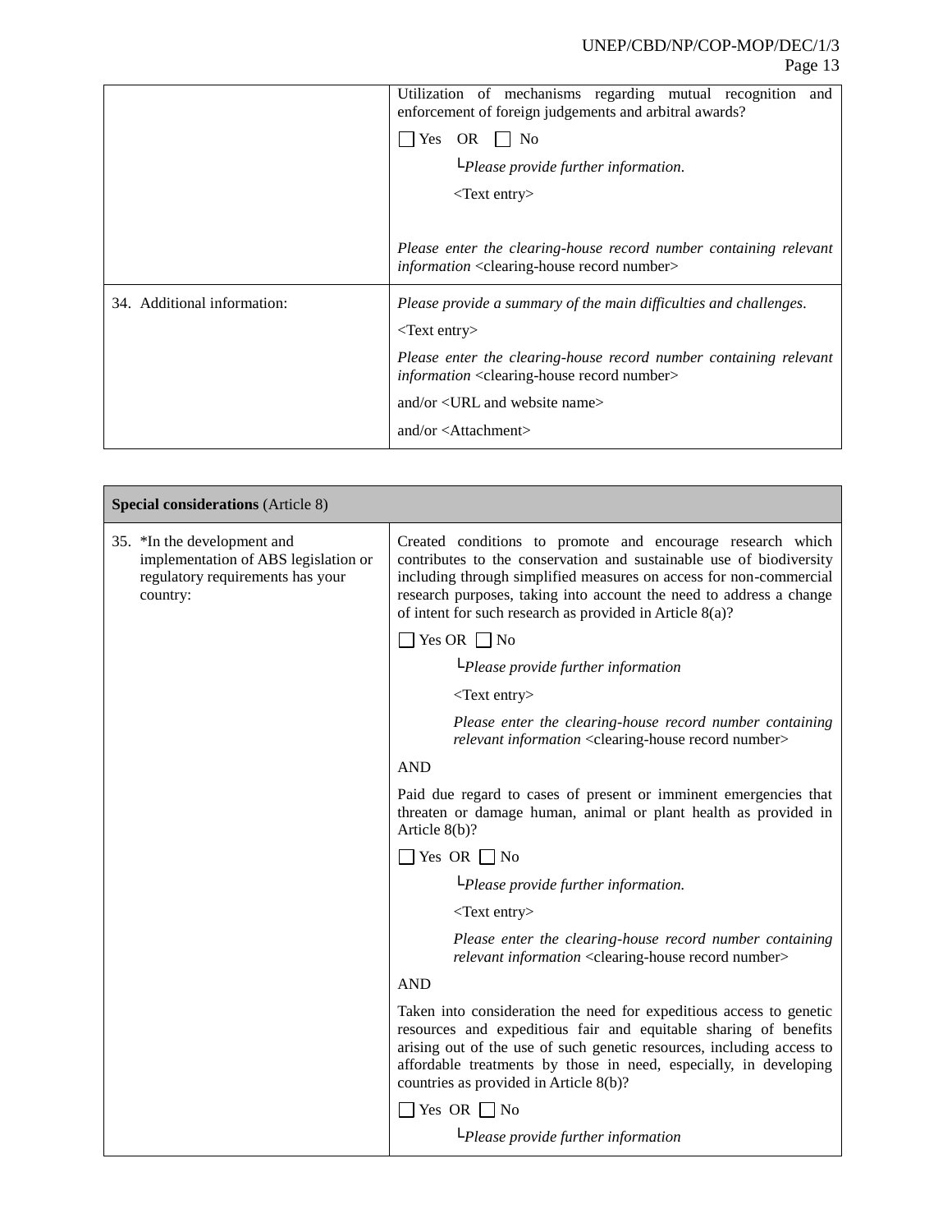| | |
|---|---|
| | Utilization of mechanisms regarding mutual recognition and enforcement of foreign judgements and arbitral awards?<br><br>☐ Yes OR ☐ No<br><br>└*Please provide further information.*<br><br><Text entry><br><br>*Please enter the clearing-house record number containing relevant information* <clearing-house record number> |
| 34. Additional information: | *Please provide a summary of the main difficulties and challenges.*<br><br><Text entry><br><br>*Please enter the clearing-house record number containing relevant information* <clearing-house record number><br><br>and/or <URL and website name><br><br>and/or <Attachment> |

| **Special considerations** (Article 8) | |
|---|---|
| 35. *In the development and implementation of ABS legislation or regulatory requirements has your country: | Created conditions to promote and encourage research which contributes to the conservation and sustainable use of biodiversity including through simplified measures on access for non-commercial research purposes, taking into account the need to address a change of intent for such research as provided in Article 8(a)?<br><br>☐ Yes OR ☐ No<br><br>└*Please provide further information*<br><br><Text entry><br><br>*Please enter the clearing-house record number containing relevant information* <clearing-house record number><br><br>AND<br><br>Paid due regard to cases of present or imminent emergencies that threaten or damage human, animal or plant health as provided in Article 8(b)?<br><br>☐ Yes OR ☐ No<br><br>└*Please provide further information.*<br><br><Text entry><br><br>*Please enter the clearing-house record number containing relevant information* <clearing-house record number><br><br>AND<br><br>Taken into consideration the need for expeditious access to genetic resources and expeditious fair and equitable sharing of benefits arising out of the use of such genetic resources, including access to affordable treatments by those in need, especially, in developing countries as provided in Article 8(b)?<br><br>☐ Yes OR ☐ No<br><br>└*Please provide further information* |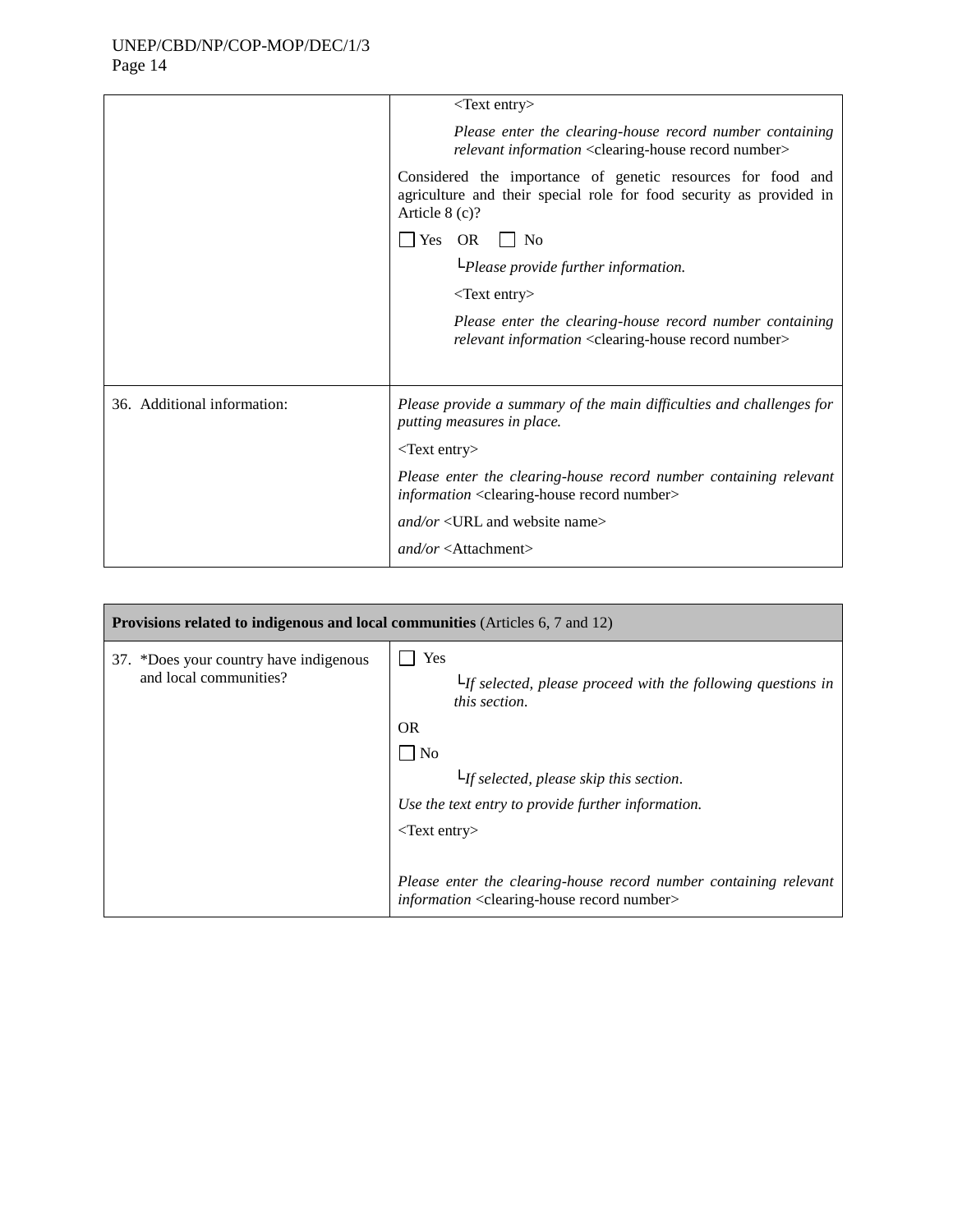| | |
|---|---|
| | <Text entry><br><br>*Please enter the clearing-house record number containing relevant information* <clearing-house record number><br><br>Considered the importance of genetic resources for food and agriculture and their special role for food security as provided in Article 8 (c)?<br><br>☐ Yes OR ☐ No<br><br>└*Please provide further information.*<br><br><Text entry><br><br>*Please enter the clearing-house record number containing relevant information* <clearing-house record number> |
| 36. Additional information: | *Please provide a summary of the main difficulties and challenges for putting measures in place.*<br><br><Text entry><br><br>*Please enter the clearing-house record number containing relevant information* <clearing-house record number><br><br>*and/or* <URL and website name><br><br>*and/or* <Attachment> |

| **Provisions related to indigenous and local communities** (Articles 6, 7 and 12) | |
|---|---|
| 37. *Does your country have indigenous and local communities? | ☐ Yes<br><br>└*If selected, please proceed with the following questions in this section.*<br><br>OR<br><br>☐ No<br><br>└*If selected, please skip this section*.<br><br>*Use the text entry to provide further information.*<br><br><Text entry><br><br>*Please enter the clearing-house record number containing relevant information* <clearing-house record number> |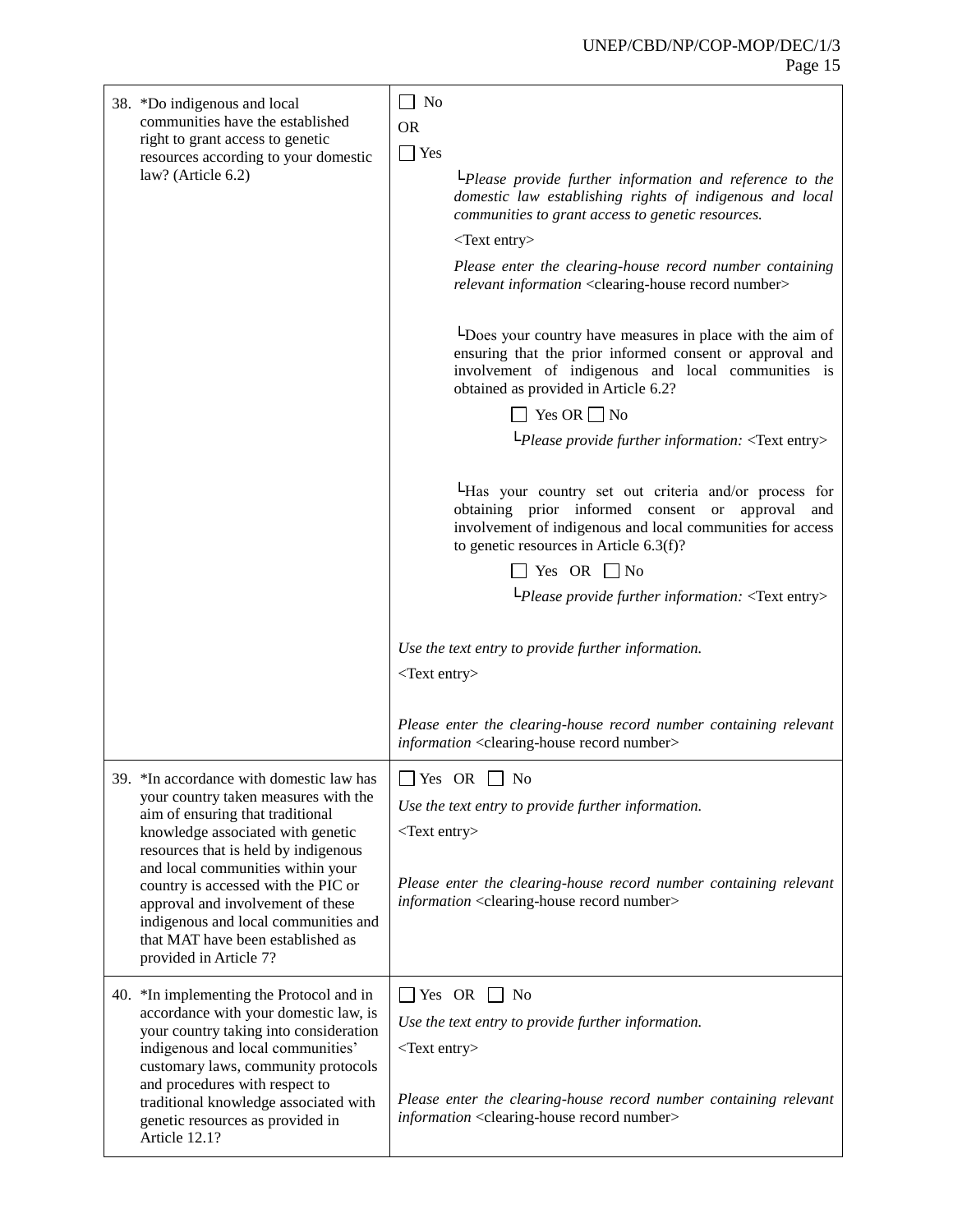| | |
|---|---|
| 38. *Do indigenous and local communities have the established right to grant access to genetic resources according to your domestic law? (Article 6.2) | ☐ No<br>OR<br>☐ Yes<br>└*Please provide further information and reference to the domestic law establishing rights of indigenous and local communities to grant access to genetic resources.*<br><Text entry><br>*Please enter the clearing-house record number containing relevant information* <clearing-house record number><br><br>└Does your country have measures in place with the aim of ensuring that the prior informed consent or approval and involvement of indigenous and local communities is obtained as provided in Article 6.2?<br>☐ Yes OR ☐ No<br>└*Please provide further information:* <Text entry><br><br>└Has your country set out criteria and/or process for obtaining prior informed consent or approval and involvement of indigenous and local communities for access to genetic resources in Article 6.3(f)?<br>☐ Yes OR ☐ No<br>└*Please provide further information:* <Text entry><br><br>*Use the text entry to provide further information.*<br><Text entry><br><br>*Please enter the clearing-house record number containing relevant information* <clearing-house record number> |
| 39. *In accordance with domestic law has your country taken measures with the aim of ensuring that traditional knowledge associated with genetic resources that is held by indigenous and local communities within your country is accessed with the PIC or approval and involvement of these indigenous and local communities and that MAT have been established as provided in Article 7? | ☐ Yes OR ☐ No<br>*Use the text entry to provide further information.*<br><Text entry><br><br>*Please enter the clearing-house record number containing relevant information* <clearing-house record number> |
| 40. *In implementing the Protocol and in accordance with your domestic law, is your country taking into consideration indigenous and local communities' customary laws, community protocols and procedures with respect to traditional knowledge associated with genetic resources as provided in Article 12.1? | ☐ Yes OR ☐ No<br>*Use the text entry to provide further information.*<br><Text entry><br><br>*Please enter the clearing-house record number containing relevant information* <clearing-house record number> |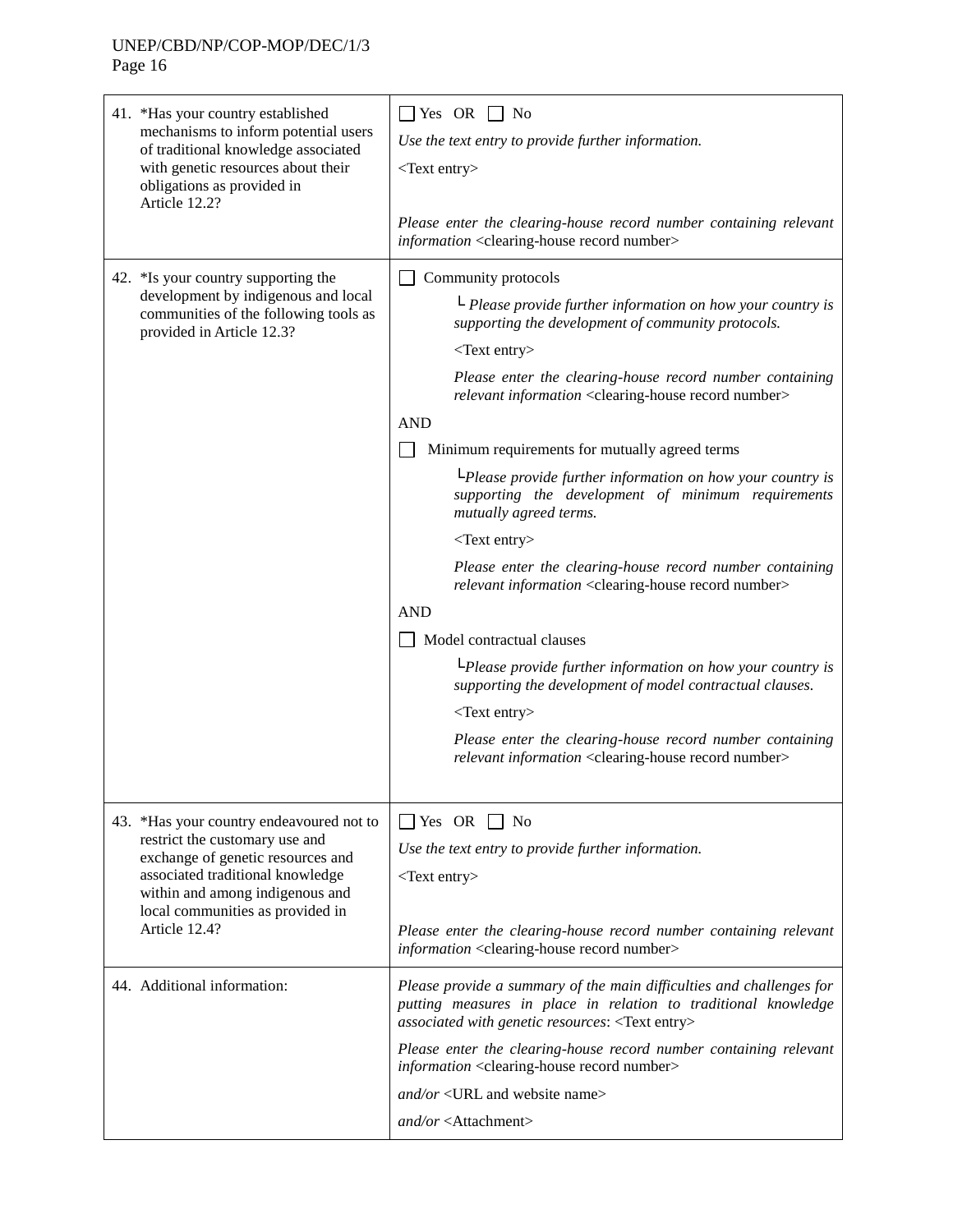| | |
|---|---|
| 41. *Has your country established mechanisms to inform potential users of traditional knowledge associated with genetic resources about their obligations as provided in Article 12.2? | ☐ Yes OR ☐ No<br>*Use the text entry to provide further information.*<br><Text entry><br>*Please enter the clearing-house record number containing relevant information* <clearing-house record number> |
| 42. *Is your country supporting the development by indigenous and local communities of the following tools as provided in Article 12.3? | ☐ Community protocols<br>└ *Please provide further information on how your country is supporting the development of community protocols.*<br><Text entry><br>*Please enter the clearing-house record number containing relevant information* <clearing-house record number><br>AND<br>☐ Minimum requirements for mutually agreed terms<br>└*Please provide further information on how your country is supporting the development of minimum requirements mutually agreed terms.*<br><Text entry><br>*Please enter the clearing-house record number containing relevant information* <clearing-house record number><br>AND<br>☐ Model contractual clauses<br>└*Please provide further information on how your country is supporting the development of model contractual clauses.*<br><Text entry><br>*Please enter the clearing-house record number containing relevant information* <clearing-house record number> |
| 43. *Has your country endeavoured not to restrict the customary use and exchange of genetic resources and associated traditional knowledge within and among indigenous and local communities as provided in Article 12.4? | ☐ Yes OR ☐ No<br>*Use the text entry to provide further information.*<br><Text entry><br>*Please enter the clearing-house record number containing relevant information* <clearing-house record number> |
| 44. Additional information: | *Please provide a summary of the main difficulties and challenges for putting measures in place in relation to traditional knowledge associated with genetic resources*: <Text entry><br>*Please enter the clearing-house record number containing relevant information* <clearing-house record number><br>*and/or* <URL and website name><br>*and/or* <Attachment> |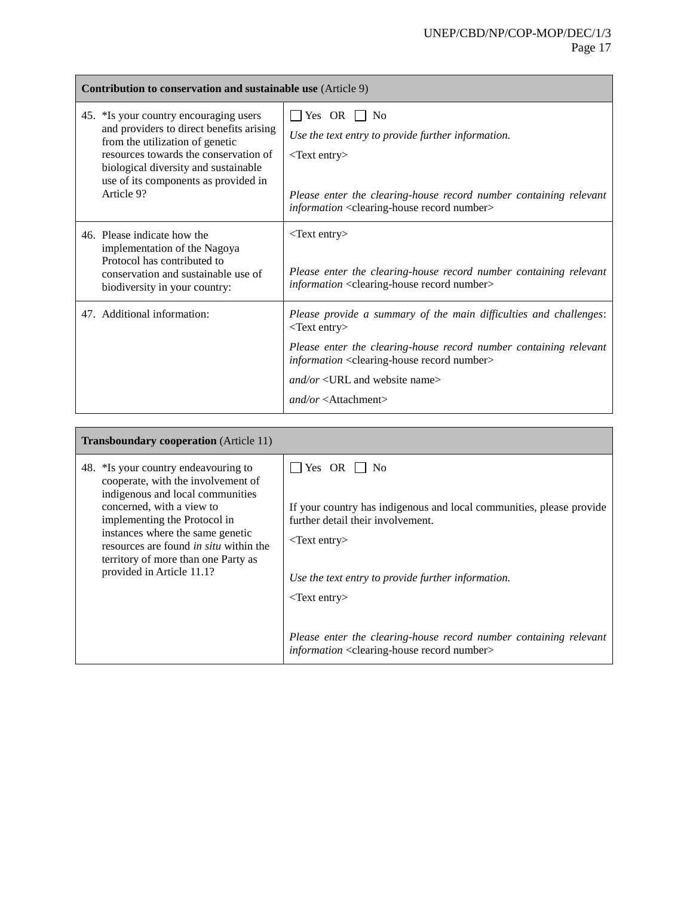| **Contribution to conservation and sustainable use** (Article 9) | |
|---|---|
| 45. *Is your country encouraging users and providers to direct benefits arising from the utilization of genetic resources towards the conservation of biological diversity and sustainable use of its components as provided in Article 9? | ☐ Yes OR ☐ No<br>*Use the text entry to provide further information.*<br><Text entry><br><br>*Please enter the clearing-house record number containing relevant information* <clearing-house record number> |
| 46. Please indicate how the implementation of the Nagoya Protocol has contributed to conservation and sustainable use of biodiversity in your country: | <Text entry><br><br>*Please enter the clearing-house record number containing relevant information* <clearing-house record number> |
| 47. Additional information: | *Please provide a summary of the main difficulties and challenges*: <Text entry><br>*Please enter the clearing-house record number containing relevant information* <clearing-house record number><br>*and/or* <URL and website name><br>*and/or* <Attachment> |

| **Transboundary cooperation** (Article 11) | |
|---|---|
| 48. *Is your country endeavouring to cooperate, with the involvement of indigenous and local communities concerned, with a view to implementing the Protocol in instances where the same genetic resources are found *in situ* within the territory of more than one Party as provided in Article 11.1? | ☐ Yes OR ☐ No<br><br>If your country has indigenous and local communities, please provide further detail their involvement.<br><Text entry><br><br>*Use the text entry to provide further information.*<br><Text entry><br><br>*Please enter the clearing-house record number containing relevant information* <clearing-house record number> |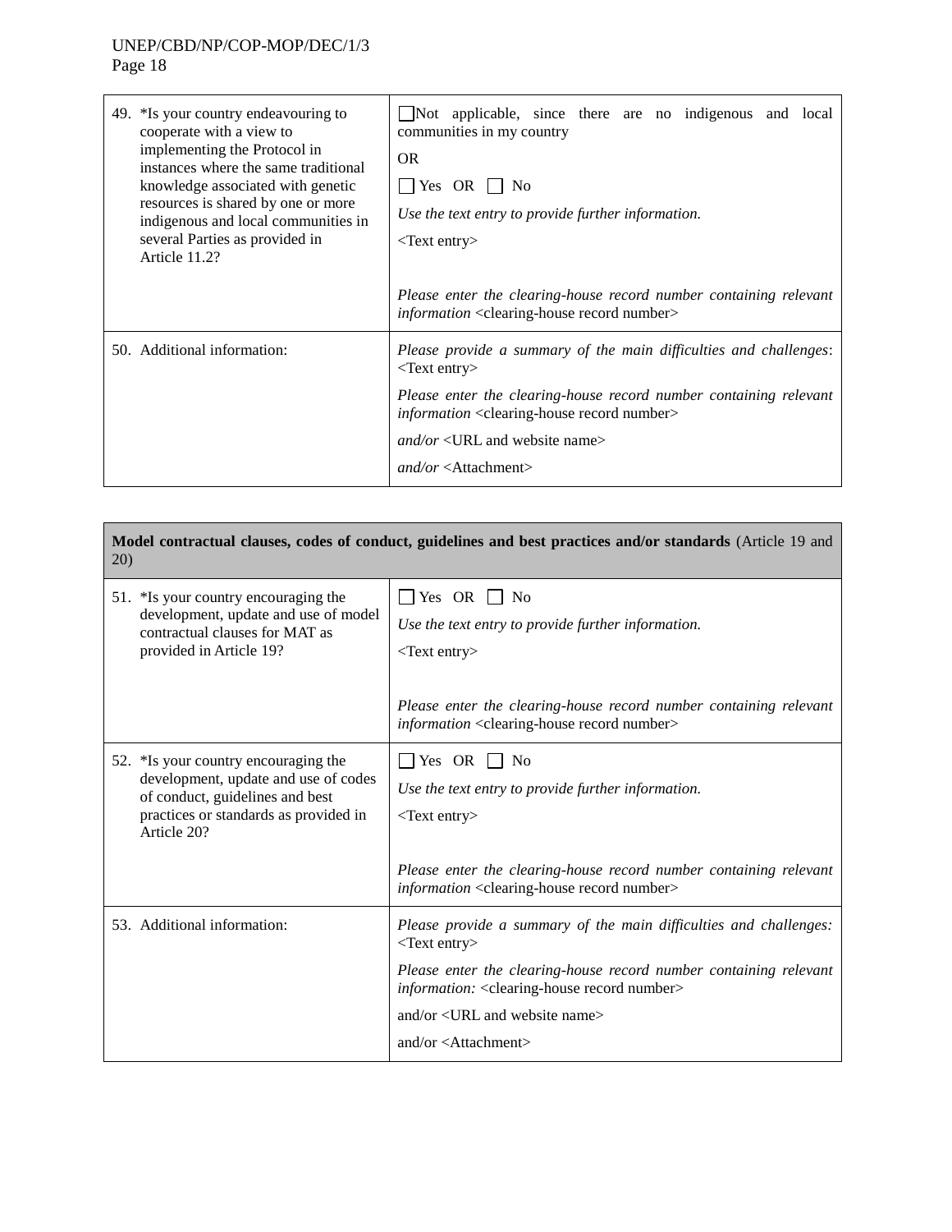| | |
|---|---|
| 49. *Is your country endeavouring to cooperate with a view to implementing the Protocol in instances where the same traditional knowledge associated with genetic resources is shared by one or more indigenous and local communities in several Parties as provided in Article 11.2? | ☐Not applicable, since there are no indigenous and local communities in my country<br><br>OR<br><br>☐ Yes OR ☐ No<br><br>*Use the text entry to provide further information.*<br><br><Text entry><br><br>*Please enter the clearing-house record number containing relevant information* <clearing-house record number> |
| 50. Additional information: | *Please provide a summary of the main difficulties and challenges*: <Text entry><br><br>*Please enter the clearing-house record number containing relevant information* <clearing-house record number><br><br>*and/or* <URL and website name><br><br>*and/or* <Attachment> |

| **Model contractual clauses, codes of conduct, guidelines and best practices and/or standards** (Article 19 and 20) | |
|---|---|
| 51. *Is your country encouraging the development, update and use of model contractual clauses for MAT as provided in Article 19? | ☐ Yes OR ☐ No<br><br>*Use the text entry to provide further information.*<br><br><Text entry><br><br>*Please enter the clearing-house record number containing relevant information* <clearing-house record number> |
| 52. *Is your country encouraging the development, update and use of codes of conduct, guidelines and best practices or standards as provided in Article 20? | ☐ Yes OR ☐ No<br><br>*Use the text entry to provide further information.*<br><br><Text entry><br><br>*Please enter the clearing-house record number containing relevant information* <clearing-house record number> |
| 53. Additional information: | *Please provide a summary of the main difficulties and challenges:* <Text entry><br><br>*Please enter the clearing-house record number containing relevant information:* <clearing-house record number><br><br>and/or <URL and website name><br><br>and/or <Attachment> |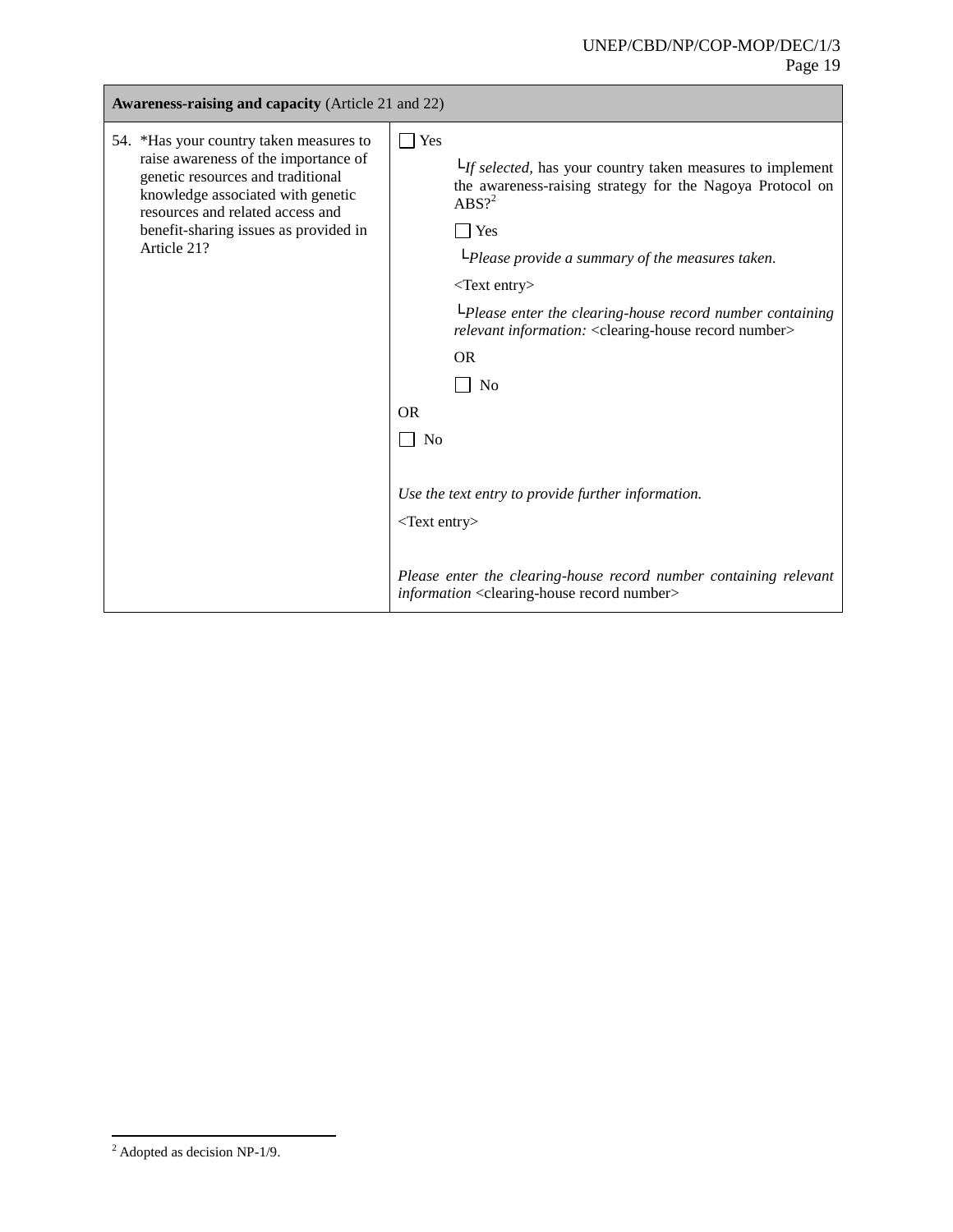| **Awareness-raising and capacity** (Article 21 and 22) | |
|---|---|
| 54. *Has your country taken measures to raise awareness of the importance of genetic resources and traditional knowledge associated with genetic resources and related access and benefit-sharing issues as provided in Article 21? | ☐ Yes<br><br>└*If selected*, has your country taken measures to implement the awareness-raising strategy for the Nagoya Protocol on ABS?[2]<br><br>☐ Yes<br><br>└*Please provide a summary of the measures taken.*<br><br><Text entry><br><br>└*Please enter the clearing-house record number containing relevant information:* <clearing-house record number><br><br>OR<br><br>☐ No<br><br>OR<br><br>☐ No<br><br>*Use the text entry to provide further information.*<br><br><Text entry><br><br>*Please enter the clearing-house record number containing relevant information* <clearing-house record number> |

[2] Adopted as decision NP-1/9.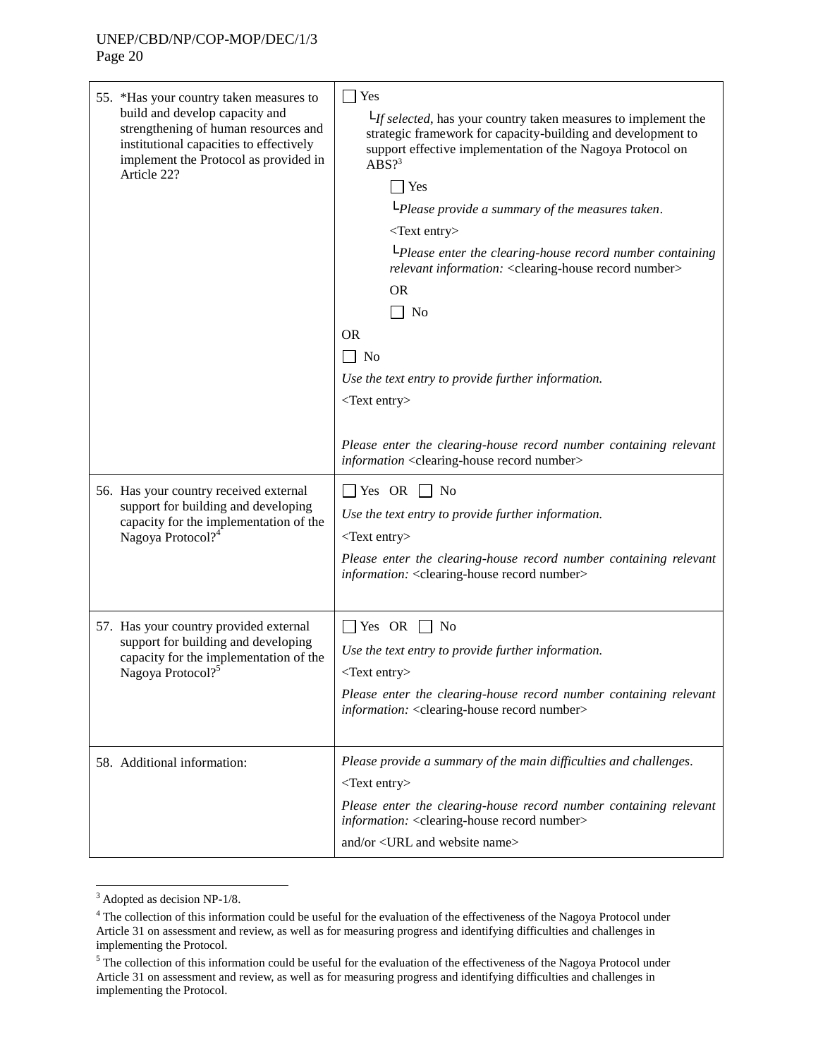| | |
|---|---|
| 55. *Has your country taken measures to build and develop capacity and strengthening of human resources and institutional capacities to effectively implement the Protocol as provided in Article 22? | ☐ Yes<br>└*If selected*, has your country taken measures to implement the strategic framework for capacity-building and development to support effective implementation of the Nagoya Protocol on ABS?[3]<br>☐ Yes<br>└*Please provide a summary of the measures taken*.<br><Text entry><br>└*Please enter the clearing-house record number containing relevant information:* <clearing-house record number><br>OR<br>☐ No<br>OR<br>☐ No<br>*Use the text entry to provide further information.*<br><Text entry><br>*Please enter the clearing-house record number containing relevant information* <clearing-house record number> |
| 56. Has your country received external support for building and developing capacity for the implementation of the Nagoya Protocol?[4] | ☐ Yes OR ☐ No<br>*Use the text entry to provide further information.*<br><Text entry><br>*Please enter the clearing-house record number containing relevant information:* <clearing-house record number> |
| 57. Has your country provided external support for building and developing capacity for the implementation of the Nagoya Protocol?[5] | ☐ Yes OR ☐ No<br>*Use the text entry to provide further information.*<br><Text entry><br>*Please enter the clearing-house record number containing relevant information:* <clearing-house record number> |
| 58. Additional information: | *Please provide a summary of the main difficulties and challenges.*<br><Text entry><br>*Please enter the clearing-house record number containing relevant information:* <clearing-house record number><br>and/or <URL and website name> |

[3] Adopted as decision NP-1/8.

[4] The collection of this information could be useful for the evaluation of the effectiveness of the Nagoya Protocol under Article 31 on assessment and review, as well as for measuring progress and identifying difficulties and challenges in implementing the Protocol.

[5] The collection of this information could be useful for the evaluation of the effectiveness of the Nagoya Protocol under Article 31 on assessment and review, as well as for measuring progress and identifying difficulties and challenges in implementing the Protocol.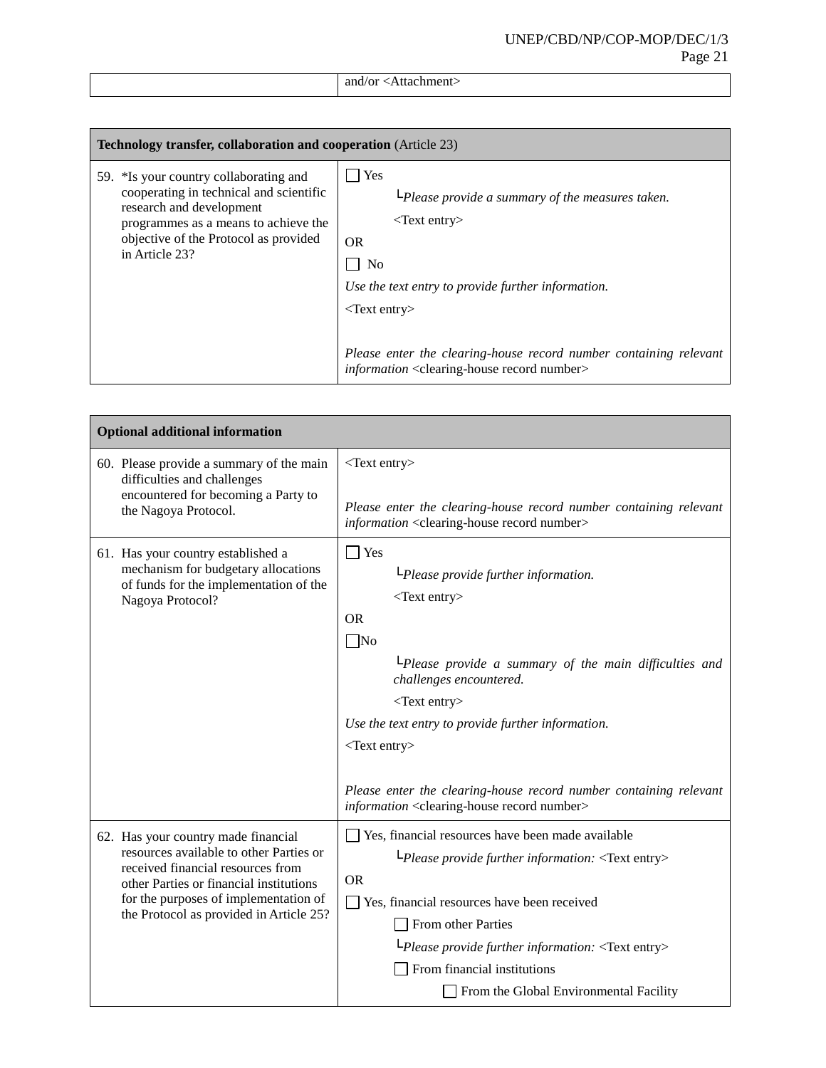| | and/or <Attachment> |
|---|---|

| **Technology transfer, collaboration and cooperation** (Article 23) | |
|---|---|
| 59. *Is your country collaborating and cooperating in technical and scientific research and development programmes as a means to achieve the objective of the Protocol as provided in Article 23? | ☐ Yes<br>└*Please provide a summary of the measures taken.*<br><Text entry><br>OR<br>☐ No<br>*Use the text entry to provide further information.*<br><Text entry><br><br>*Please enter the clearing-house record number containing relevant information* <clearing-house record number> |

| **Optional additional information** | |
|---|---|
| 60. Please provide a summary of the main difficulties and challenges encountered for becoming a Party to the Nagoya Protocol. | <Text entry><br><br>*Please enter the clearing-house record number containing relevant information* <clearing-house record number> |
| 61. Has your country established a mechanism for budgetary allocations of funds for the implementation of the Nagoya Protocol? | ☐ Yes<br>└*Please provide further information.*<br><Text entry><br>OR<br>☐No<br>└*Please provide a summary of the main difficulties and challenges encountered.*<br><Text entry><br>*Use the text entry to provide further information.*<br><Text entry><br><br>*Please enter the clearing-house record number containing relevant information* <clearing-house record number> |
| 62. Has your country made financial resources available to other Parties or received financial resources from other Parties or financial institutions for the purposes of implementation of the Protocol as provided in Article 25? | ☐ Yes, financial resources have been made available<br>└*Please provide further information:* <Text entry><br>OR<br>☐ Yes, financial resources have been received<br>☐ From other Parties<br>└*Please provide further information:* <Text entry><br>☐ From financial institutions<br>☐ From the Global Environmental Facility |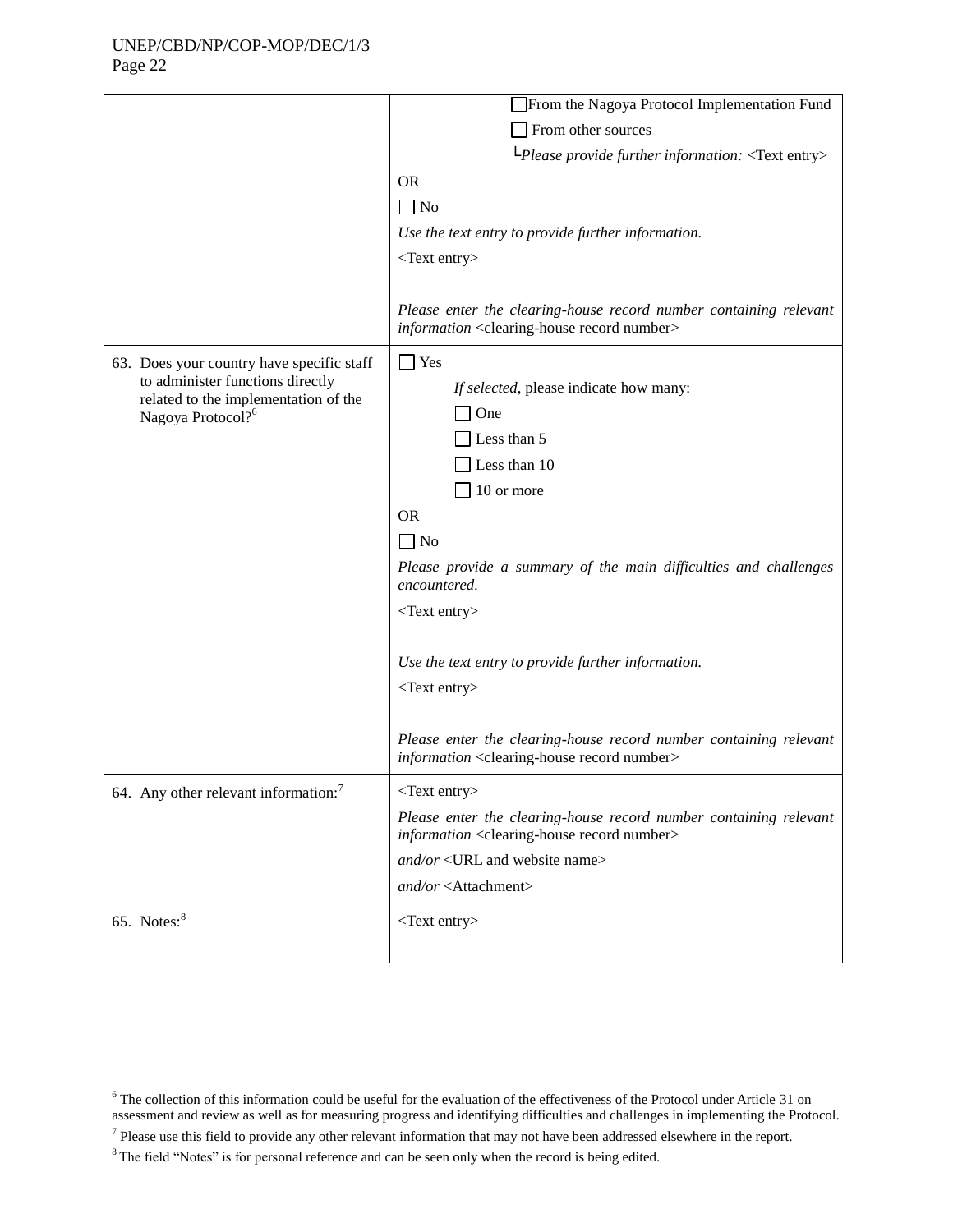| | |
|---|---|
| | ☐ From the Nagoya Protocol Implementation Fund<br>☐ From other sources<br>└*Please provide further information:* <Text entry><br>OR<br>☐ No<br>*Use the text entry to provide further information.*<br><Text entry><br><br>*Please enter the clearing-house record number containing relevant information* <clearing-house record number> |
| 63. Does your country have specific staff to administer functions directly related to the implementation of the Nagoya Protocol?[6] | ☐ Yes<br>*If selected*, please indicate how many:<br>☐ One<br>☐ Less than 5<br>☐ Less than 10<br>☐ 10 or more<br>OR<br>☐ No<br>*Please provide a summary of the main difficulties and challenges encountered.*<br><Text entry><br><br>*Use the text entry to provide further information.*<br><Text entry><br><br>*Please enter the clearing-house record number containing relevant information* <clearing-house record number> |
| 64. Any other relevant information:[7] | <Text entry><br>*Please enter the clearing-house record number containing relevant information* <clearing-house record number><br>*and/or* <URL and website name><br>*and/or* <Attachment> |
| 65. Notes:[8] | <Text entry> |

[6] The collection of this information could be useful for the evaluation of the effectiveness of the Protocol under Article 31 on assessment and review as well as for measuring progress and identifying difficulties and challenges in implementing the Protocol.

[7] Please use this field to provide any other relevant information that may not have been addressed elsewhere in the report.

[8] The field "Notes" is for personal reference and can be seen only when the record is being edited.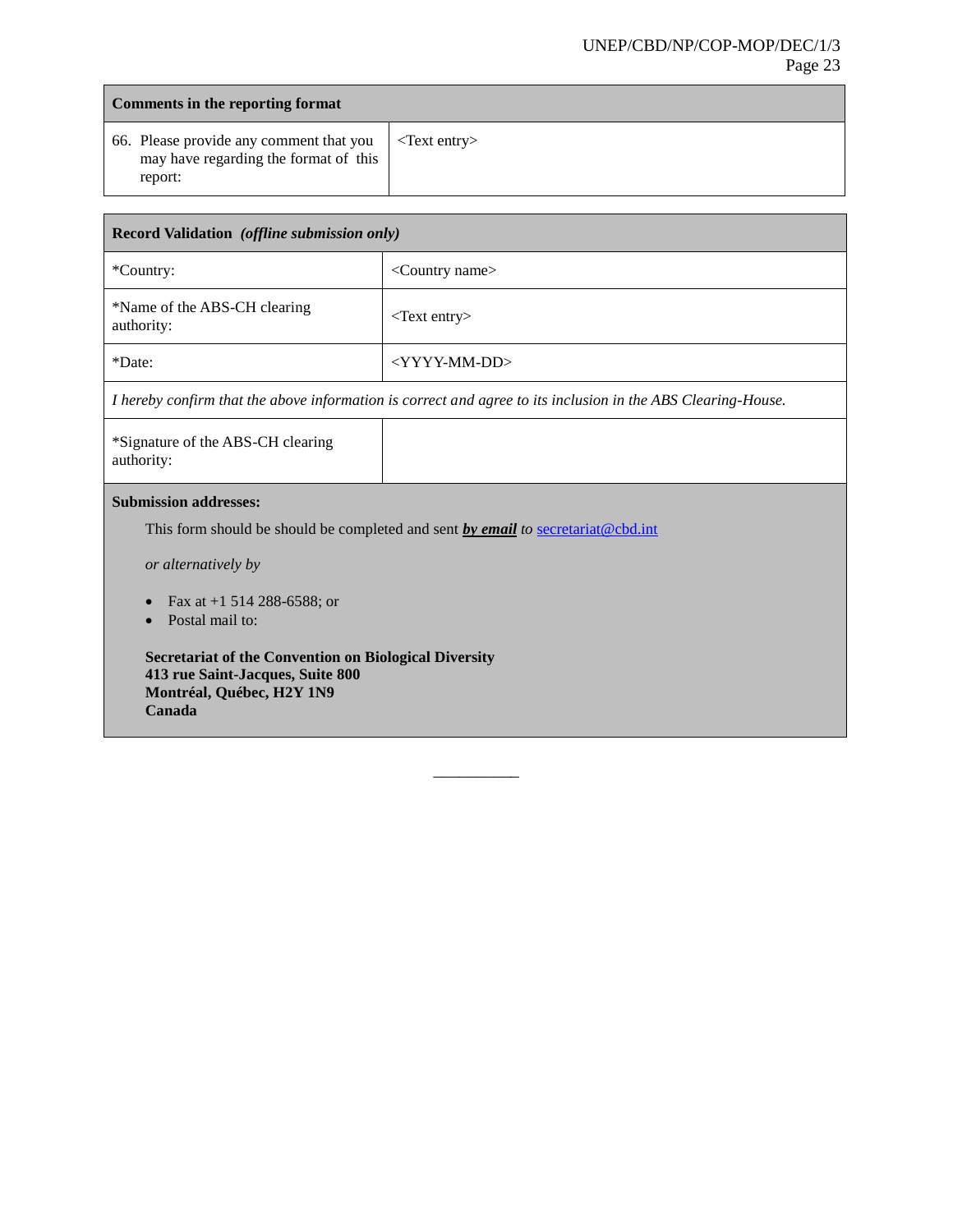| **Comments in the reporting format** | |
|---|---|
| 66. Please provide any comment that you may have regarding the format of this report: | <Text entry> |

| **Record Validation** *(offline submission only)* | |
|---|---|
| *Country: | <Country name> |
| *Name of the ABS-CH clearing authority: | <Text entry> |
| *Date: | <YYYY-MM-DD> |
| *I hereby confirm that the above information is correct and agree to its inclusion in the ABS Clearing-House.* | |
| *Signature of the ABS-CH clearing authority: | |

**Submission addresses:**

This form should be should be completed and sent ***by email*** *to* secretariat@cbd.int

*or alternatively by*

- Fax at +1 514 288-6588; or
- Postal mail to:

**Secretariat of the Convention on Biological Diversity**
**413 rue Saint-Jacques, Suite 800**
**Montréal, Québec, H2Y 1N9**
**Canada**

__________